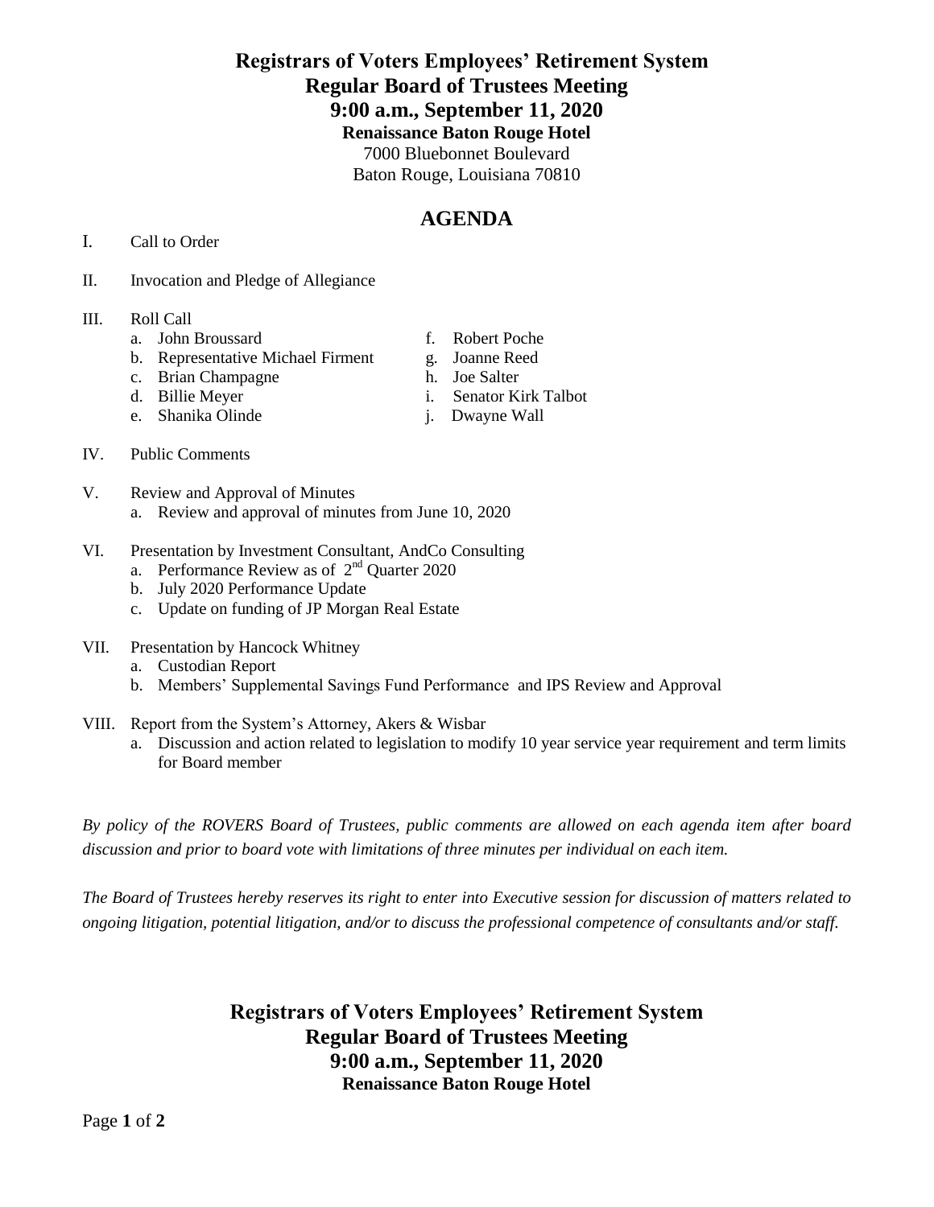# Registrars of Voters Employees' Retirement System
## Regular Board of Trustees Meeting
## 9:00 a.m., September 11, 2020
### Renaissance Baton Rouge Hotel

7000 Bluebonnet Boulevard
Baton Rouge, Louisiana 70810

## AGENDA

I. Call to Order

II. Invocation and Pledge of Allegiance

III. Roll Call
   a. John Broussard
   b. Representative Michael Firment
   c. Brian Champagne
   d. Billie Meyer
   e. Shanika Olinde
   f. Robert Poche
   g. Joanne Reed
   h. Joe Salter
   i. Senator Kirk Talbot
   j. Dwayne Wall

IV. Public Comments

V. Review and Approval of Minutes
   a. Review and approval of minutes from June 10, 2020

VI. Presentation by Investment Consultant, AndCo Consulting
   a. Performance Review as of 2nd Quarter 2020
   b. July 2020 Performance Update
   c. Update on funding of JP Morgan Real Estate

VII. Presentation by Hancock Whitney
   a. Custodian Report
   b. Members' Supplemental Savings Fund Performance and IPS Review and Approval

VIII. Report from the System's Attorney, Akers & Wisbar
   a. Discussion and action related to legislation to modify 10 year service year requirement and term limits for Board member

*By policy of the ROVERS Board of Trustees, public comments are allowed on each agenda item after board discussion and prior to board vote with limitations of three minutes per individual on each item.*

*The Board of Trustees hereby reserves its right to enter into Executive session for discussion of matters related to ongoing litigation, potential litigation, and/or to discuss the professional competence of consultants and/or staff.*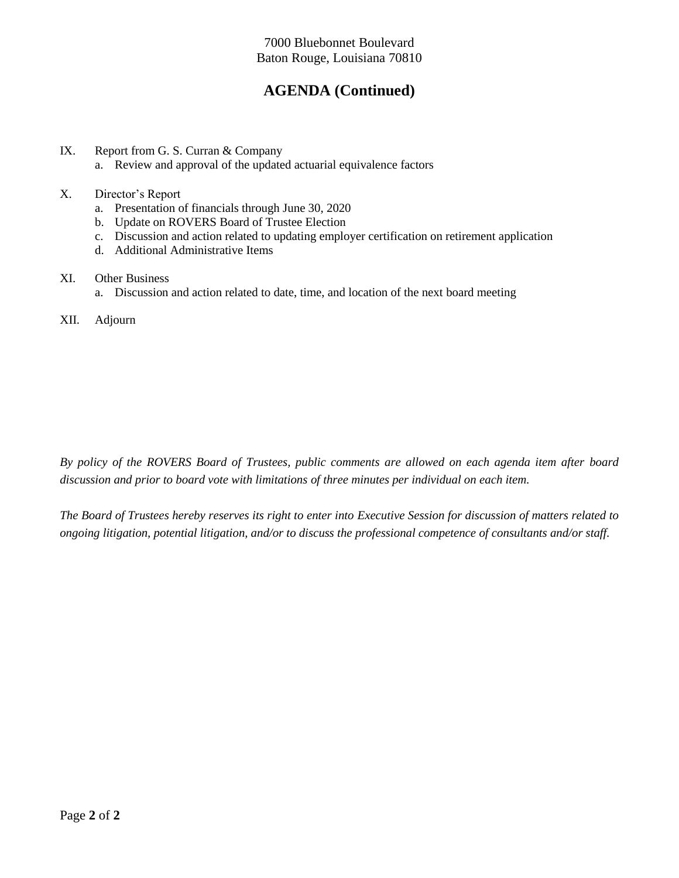7000 Bluebonnet Boulevard
Baton Rouge, Louisiana 70810

# AGENDA (Continued)

IX. Report from G. S. Curran & Company
   a. Review and approval of the updated actuarial equivalence factors

X. Director's Report
   a. Presentation of financials through June 30, 2020
   b. Update on ROVERS Board of Trustee Election
   c. Discussion and action related to updating employer certification on retirement application
   d. Additional Administrative Items

XI. Other Business
   a. Discussion and action related to date, time, and location of the next board meeting

XII. Adjourn

*By policy of the ROVERS Board of Trustees, public comments are allowed on each agenda item after board discussion and prior to board vote with limitations of three minutes per individual on each item.*

*The Board of Trustees hereby reserves its right to enter into Executive Session for discussion of matters related to ongoing litigation, potential litigation, and/or to discuss the professional competence of consultants and/or staff.*